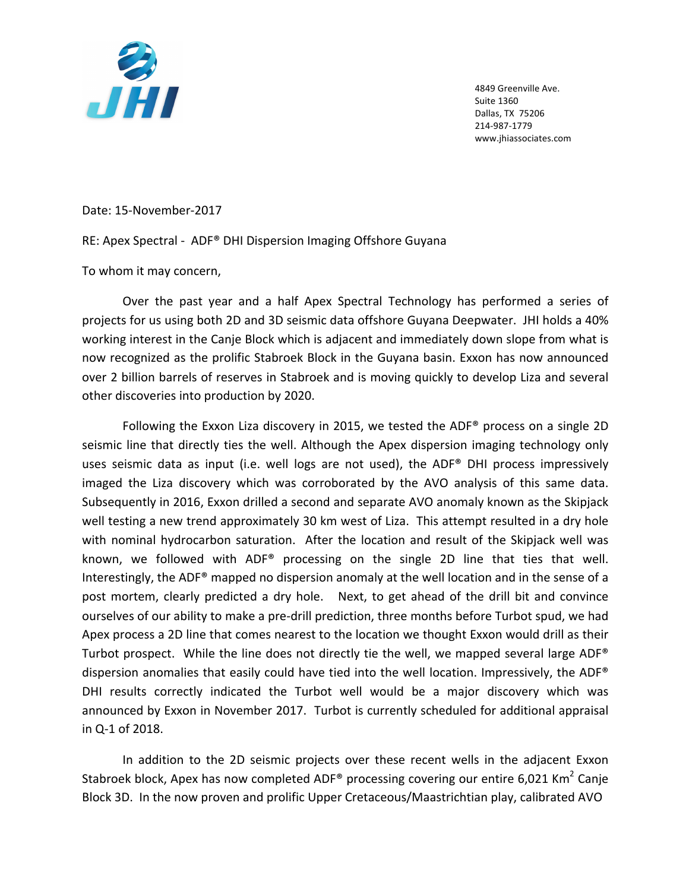**JHI**

4849 Greenville Ave.
Suite 1360
Dallas, TX 75206
214-987-1779
www.jhiassociates.com

Date: 15-November-2017

RE: Apex Spectral - ADF® DHI Dispersion Imaging Offshore Guyana

To whom it may concern,

Over the past year and a half Apex Spectral Technology has performed a series of projects for us using both 2D and 3D seismic data offshore Guyana Deepwater. JHI holds a 40% working interest in the Canje Block which is adjacent and immediately down slope from what is now recognized as the prolific Stabroek Block in the Guyana basin. Exxon has now announced over 2 billion barrels of reserves in Stabroek and is moving quickly to develop Liza and several other discoveries into production by 2020.

Following the Exxon Liza discovery in 2015, we tested the ADF® process on a single 2D seismic line that directly ties the well. Although the Apex dispersion imaging technology only uses seismic data as input (i.e. well logs are not used), the ADF® DHI process impressively imaged the Liza discovery which was corroborated by the AVO analysis of this same data. Subsequently in 2016, Exxon drilled a second and separate AVO anomaly known as the Skipjack well testing a new trend approximately 30 km west of Liza. This attempt resulted in a dry hole with nominal hydrocarbon saturation. After the location and result of the Skipjack well was known, we followed with ADF® processing on the single 2D line that ties that well. Interestingly, the ADF® mapped no dispersion anomaly at the well location and in the sense of a post mortem, clearly predicted a dry hole. Next, to get ahead of the drill bit and convince ourselves of our ability to make a pre-drill prediction, three months before Turbot spud, we had Apex process a 2D line that comes nearest to the location we thought Exxon would drill as their Turbot prospect. While the line does not directly tie the well, we mapped several large ADF® dispersion anomalies that easily could have tied into the well location. Impressively, the ADF® DHI results correctly indicated the Turbot well would be a major discovery which was announced by Exxon in November 2017. Turbot is currently scheduled for additional appraisal in Q-1 of 2018.

In addition to the 2D seismic projects over these recent wells in the adjacent Exxon Stabroek block, Apex has now completed ADF® processing covering our entire 6,021 Km$^2$ Canje Block 3D. In the now proven and prolific Upper Cretaceous/Maastrichtian play, calibrated AVO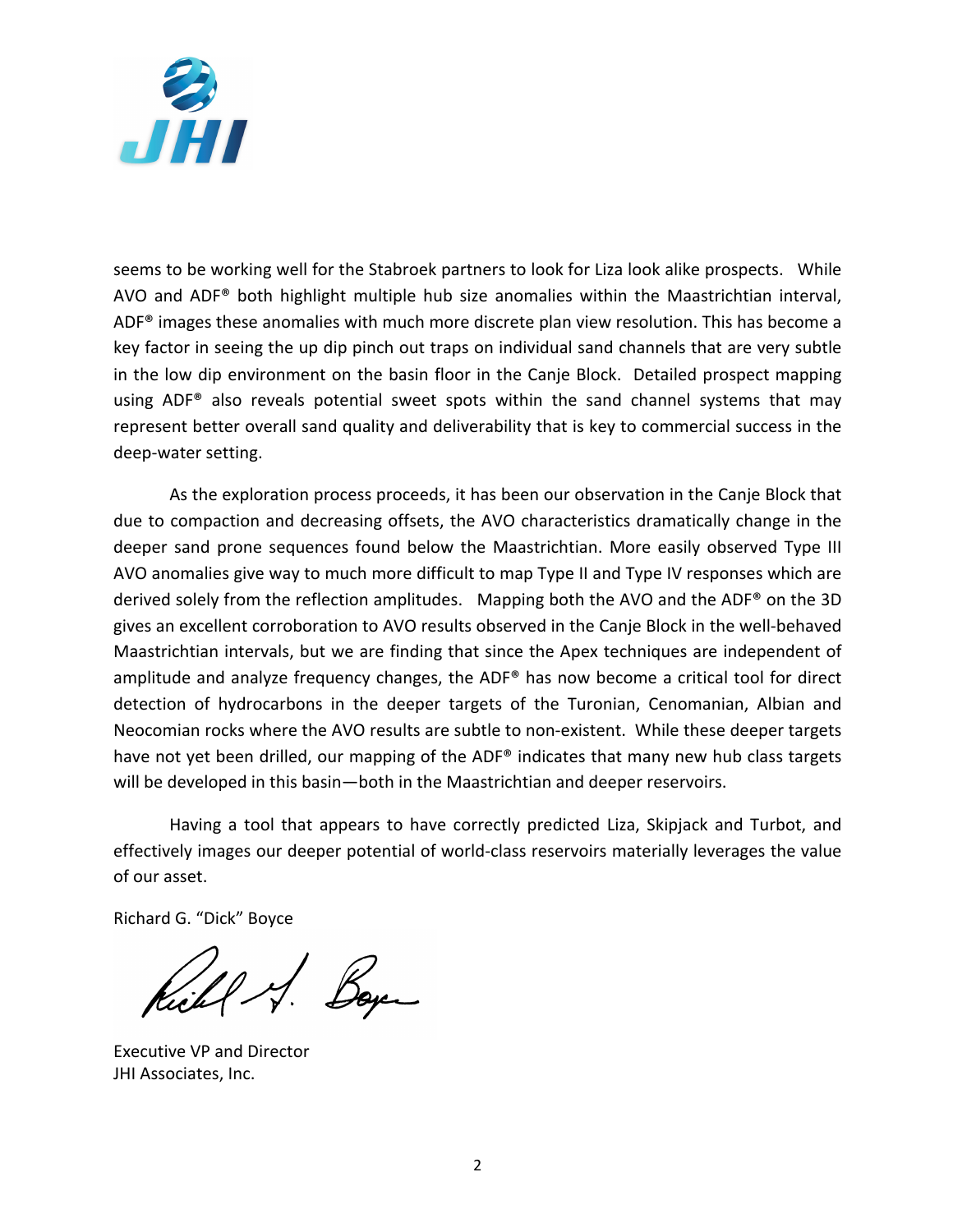seems to be working well for the Stabroek partners to look for Liza look alike prospects. While AVO and ADF® both highlight multiple hub size anomalies within the Maastrichtian interval, ADF® images these anomalies with much more discrete plan view resolution. This has become a key factor in seeing the up dip pinch out traps on individual sand channels that are very subtle in the low dip environment on the basin floor in the Canje Block. Detailed prospect mapping using ADF® also reveals potential sweet spots within the sand channel systems that may represent better overall sand quality and deliverability that is key to commercial success in the deep-water setting.

As the exploration process proceeds, it has been our observation in the Canje Block that due to compaction and decreasing offsets, the AVO characteristics dramatically change in the deeper sand prone sequences found below the Maastrichtian. More easily observed Type III AVO anomalies give way to much more difficult to map Type II and Type IV responses which are derived solely from the reflection amplitudes. Mapping both the AVO and the ADF® on the 3D gives an excellent corroboration to AVO results observed in the Canje Block in the well-behaved Maastrichtian intervals, but we are finding that since the Apex techniques are independent of amplitude and analyze frequency changes, the ADF® has now become a critical tool for direct detection of hydrocarbons in the deeper targets of the Turonian, Cenomanian, Albian and Neocomian rocks where the AVO results are subtle to non-existent. While these deeper targets have not yet been drilled, our mapping of the ADF® indicates that many new hub class targets will be developed in this basin—both in the Maastrichtian and deeper reservoirs.

Having a tool that appears to have correctly predicted Liza, Skipjack and Turbot, and effectively images our deeper potential of world-class reservoirs materially leverages the value of our asset.

Richard G. "Dick" Boyce

Executive VP and Director
JHI Associates, Inc.